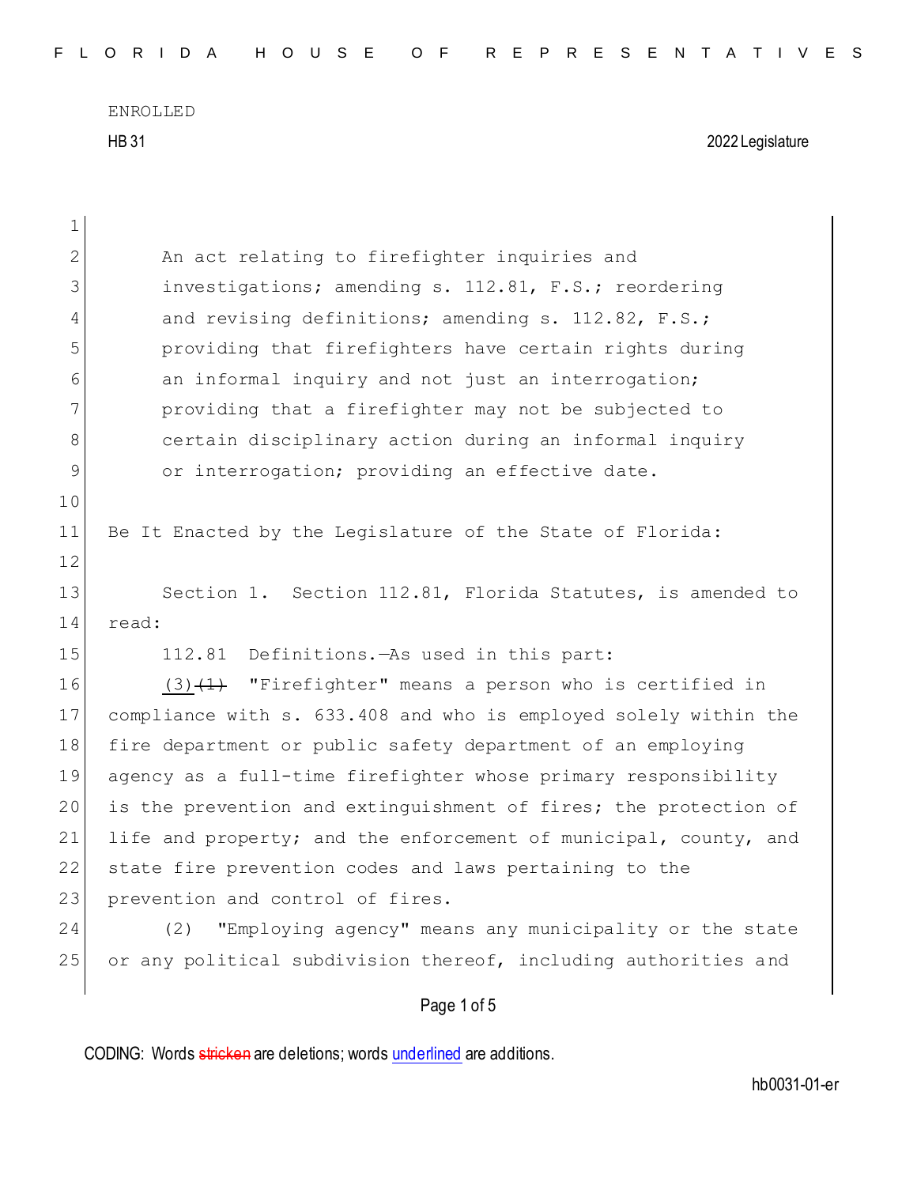ENROLLED

HB 31 2022 Legislature

An act relating to firefighter inquiries and investigations; amending s. 112.81, F.S.; reordering and revising definitions; amending s. 112.82, F.S.; providing that firefighters have certain rights during an informal inquiry and not just an interrogation; providing that a firefighter may not be subjected to certain disciplinary action during an informal inquiry or interrogation; providing an effective date.

Be It Enacted by the Legislature of the State of Florida:

Section 1. Section 112.81, Florida Statutes, is amended to read:

112.81 Definitions.—As used in this part:

(3) ~~(1)~~ "Firefighter" means a person who is certified in compliance with s. 633.408 and who is employed solely within the fire department or public safety department of an employing agency as a full-time firefighter whose primary responsibility is the prevention and extinguishment of fires; the protection of life and property; and the enforcement of municipal, county, and state fire prevention codes and laws pertaining to the prevention and control of fires.

(2) "Employing agency" means any municipality or the state or any political subdivision thereof, including authorities and

CODING: Words ~~stricken~~ are deletions; words underlined are additions.

hb0031-01-er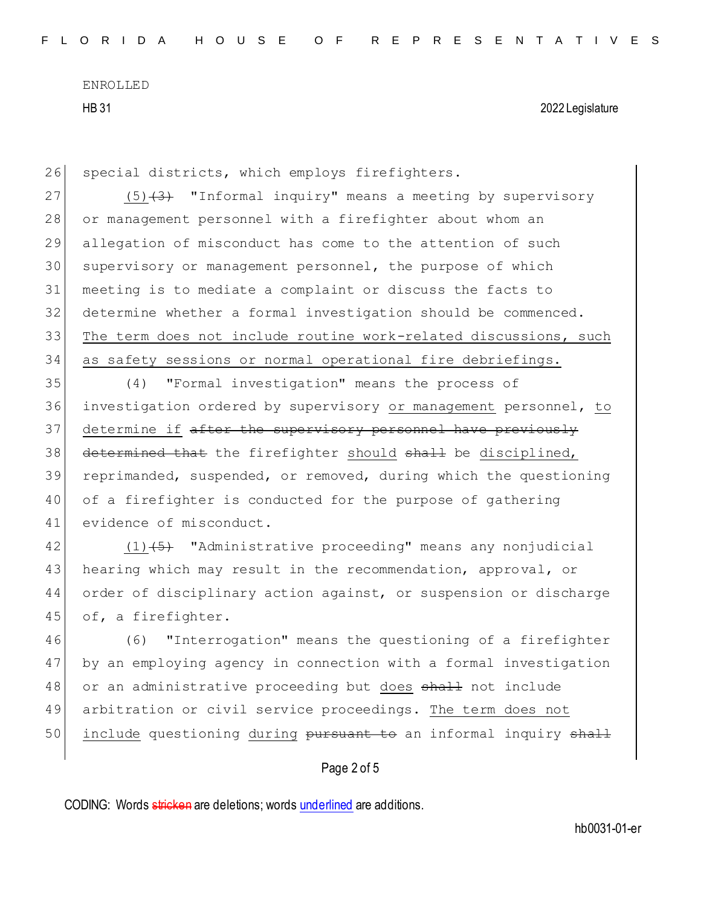special districts, which employs firefighters.

(5)~~(3)~~ "Informal inquiry" means a meeting by supervisory or management personnel with a firefighter about whom an allegation of misconduct has come to the attention of such supervisory or management personnel, the purpose of which meeting is to mediate a complaint or discuss the facts to determine whether a formal investigation should be commenced. <u>The term does not include routine work-related discussions, such as safety sessions or normal operational fire debriefings.</u>

(4) "Formal investigation" means the process of investigation ordered by supervisory <u>or management</u> personnel, <u>to determine if</u> ~~after the supervisory personnel have previously determined that~~ the firefighter <u>should</u> ~~shall~~ be <u>disciplined,</u> reprimanded, suspended, or removed, during which the questioning of a firefighter is conducted for the purpose of gathering evidence of misconduct.

<u>(1)</u>~~(5)~~ "Administrative proceeding" means any nonjudicial hearing which may result in the recommendation, approval, or order of disciplinary action against, or suspension or discharge of, a firefighter.

(6) "Interrogation" means the questioning of a firefighter by an employing agency in connection with a formal investigation or an administrative proceeding but <u>does</u> ~~shall~~ not include arbitration or civil service proceedings. <u>The term does not include</u> questioning <u>during</u> ~~pursuant to~~ an informal inquiry ~~shall~~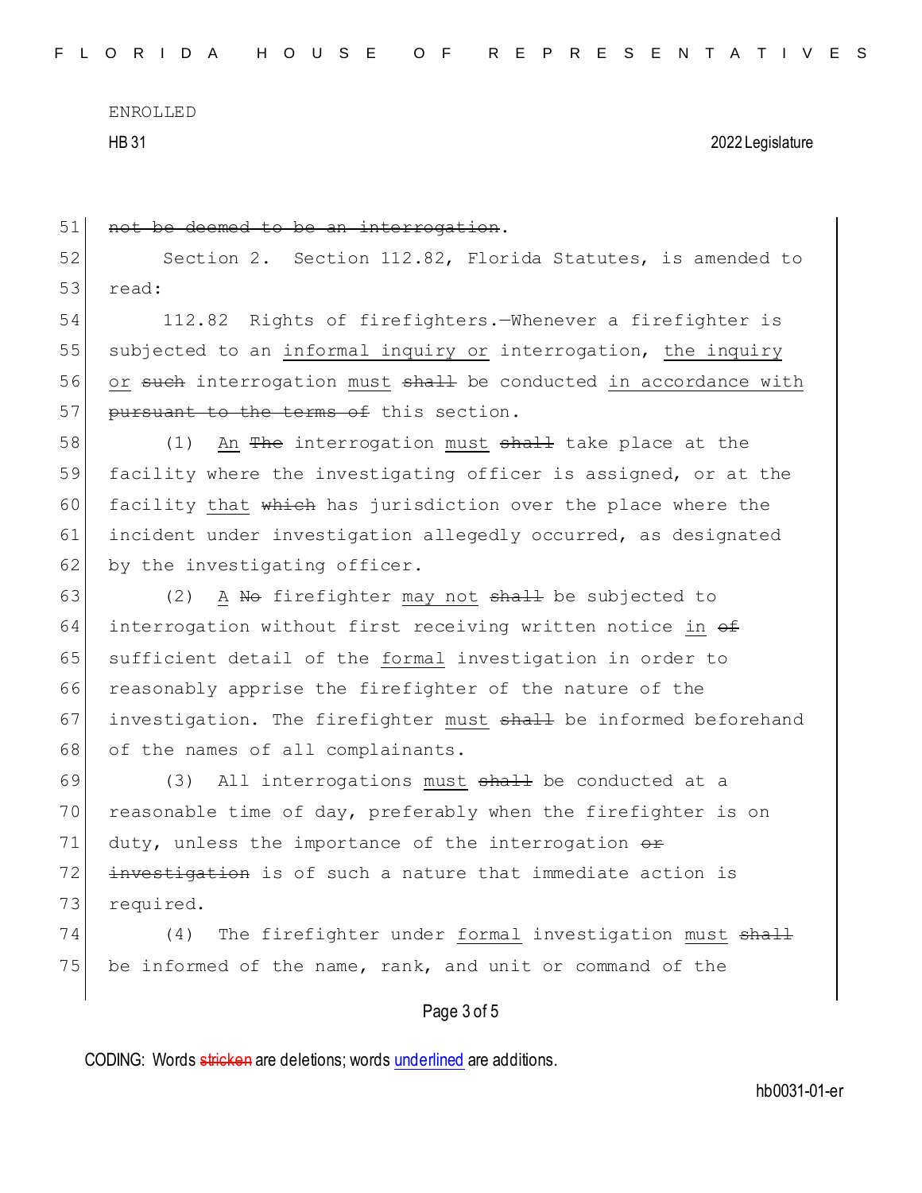~~not be deemed to be an interrogation~~.

Section 2. Section 112.82, Florida Statutes, is amended to read:

112.82 Rights of firefighters.—Whenever a firefighter is subjected to an <u>informal inquiry or</u> interrogation, <u>the inquiry or</u> ~~such~~ interrogation <u>must</u> ~~shall~~ be conducted <u>in accordance with</u> ~~pursuant to the terms of~~ this section.

(1) <u>An</u> ~~The~~ interrogation <u>must</u> ~~shall~~ take place at the facility where the investigating officer is assigned, or at the facility <u>that</u> ~~which~~ has jurisdiction over the place where the incident under investigation allegedly occurred, as designated by the investigating officer.

(2) <u>A</u> ~~No~~ firefighter <u>may not</u> ~~shall~~ be subjected to interrogation without first receiving written notice <u>in</u> ~~of~~ sufficient detail of the <u>formal</u> investigation in order to reasonably apprise the firefighter of the nature of the investigation. The firefighter <u>must</u> ~~shall~~ be informed beforehand of the names of all complainants.

(3) All interrogations <u>must</u> ~~shall~~ be conducted at a reasonable time of day, preferably when the firefighter is on duty, unless the importance of the interrogation ~~or investigation~~ is of such a nature that immediate action is required.

(4) The firefighter under <u>formal</u> investigation <u>must</u> ~~shall~~ be informed of the name, rank, and unit or command of the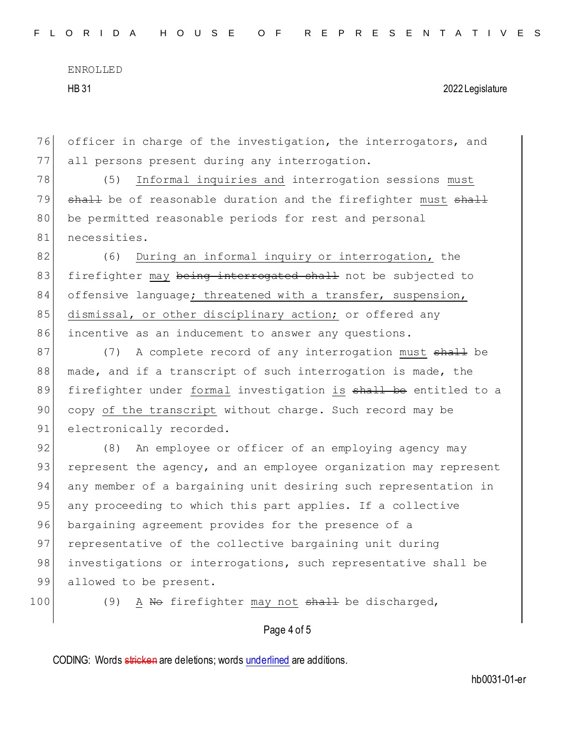officer in charge of the investigation, the interrogators, and all persons present during any interrogation.

(5) <u>Informal inquiries and</u> interrogation sessions <u>must</u> ~~shall~~ be of reasonable duration and the firefighter <u>must</u> ~~shall~~ be permitted reasonable periods for rest and personal necessities.

(6) <u>During an informal inquiry or interrogation,</u> the firefighter <u>may</u> ~~being interrogated shall~~ not be subjected to offensive language<u>; threatened with a transfer, suspension, dismissal, or other disciplinary action;</u> or offered any incentive as an inducement to answer any questions.

(7) A complete record of any interrogation <u>must</u> ~~shall~~ be made, and if a transcript of such interrogation is made, the firefighter under <u>formal</u> investigation <u>is</u> ~~shall be~~ entitled to a copy <u>of the transcript</u> without charge. Such record may be electronically recorded.

(8) An employee or officer of an employing agency may represent the agency, and an employee organization may represent any member of a bargaining unit desiring such representation in any proceeding to which this part applies. If a collective bargaining agreement provides for the presence of a representative of the collective bargaining unit during investigations or interrogations, such representative shall be allowed to be present.

(9) <u>A</u> ~~No~~ firefighter <u>may not</u> ~~shall~~ be discharged,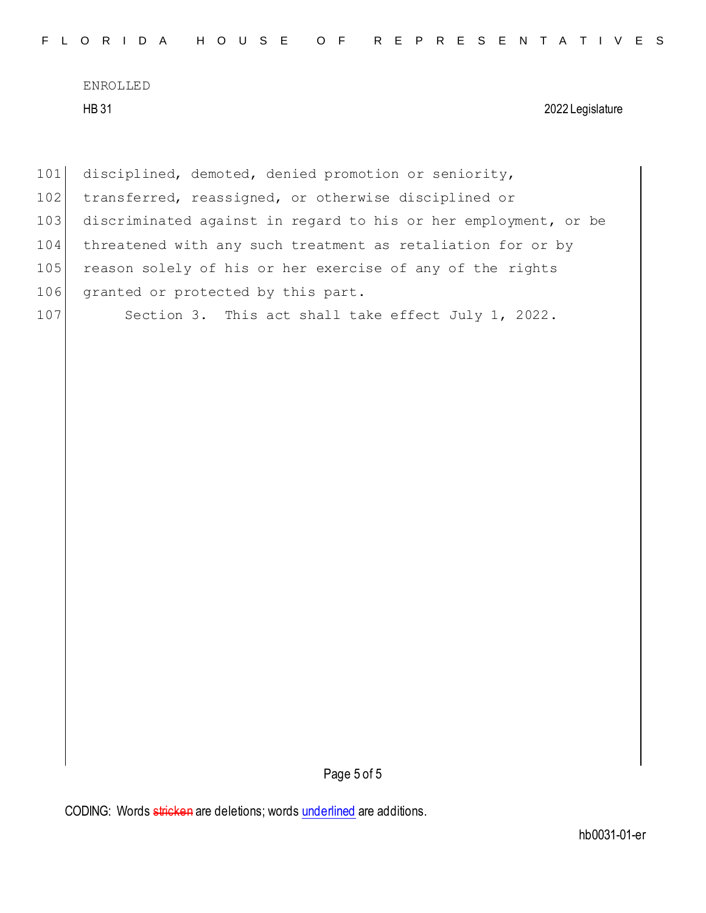disciplined, demoted, denied promotion or seniority, transferred, reassigned, or otherwise disciplined or discriminated against in regard to his or her employment, or be threatened with any such treatment as retaliation for or by reason solely of his or her exercise of any of the rights granted or protected by this part.

Section 3. This act shall take effect July 1, 2022.